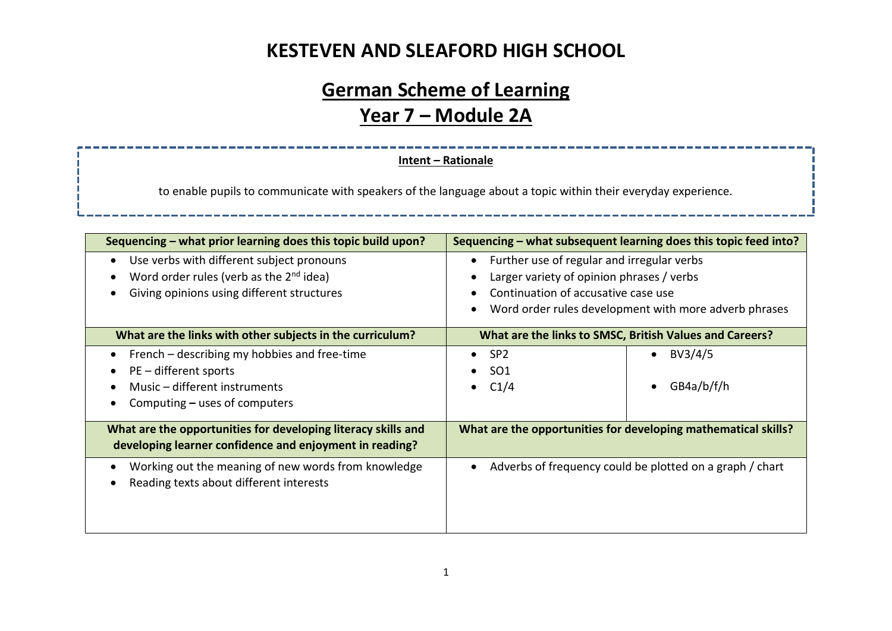# KESTEVEN AND SLEAFORD HIGH SCHOOL

## German Scheme of Learning
## Year 7 – Module 2A

**Intent – Rationale**

to enable pupils to communicate with speakers of the language about a topic within their everyday experience.

| Sequencing – what prior learning does this topic build upon? | Sequencing – what subsequent learning does this topic feed into? | |
|---|---|---|
| • Use verbs with different subject pronouns<br>• Word order rules (verb as the 2nd idea)<br>• Giving opinions using different structures | • Further use of regular and irregular verbs<br>• Larger variety of opinion phrases / verbs<br>• Continuation of accusative case use<br>• Word order rules development with more adverb phrases | |
| **What are the links with other subjects in the curriculum?** | **What are the links to SMSC, British Values and Careers?** | |
| • French – describing my hobbies and free-time<br>• PE – different sports<br>• Music – different instruments<br>• Computing – uses of computers | • SP2<br>• SO1<br>• C1/4 | • BV3/4/5<br>• GB4a/b/f/h |
| **What are the opportunities for developing literacy skills and developing learner confidence and enjoyment in reading?** | **What are the opportunities for developing mathematical skills?** | |
| • Working out the meaning of new words from knowledge<br>• Reading texts about different interests | • Adverbs of frequency could be plotted on a graph / chart | |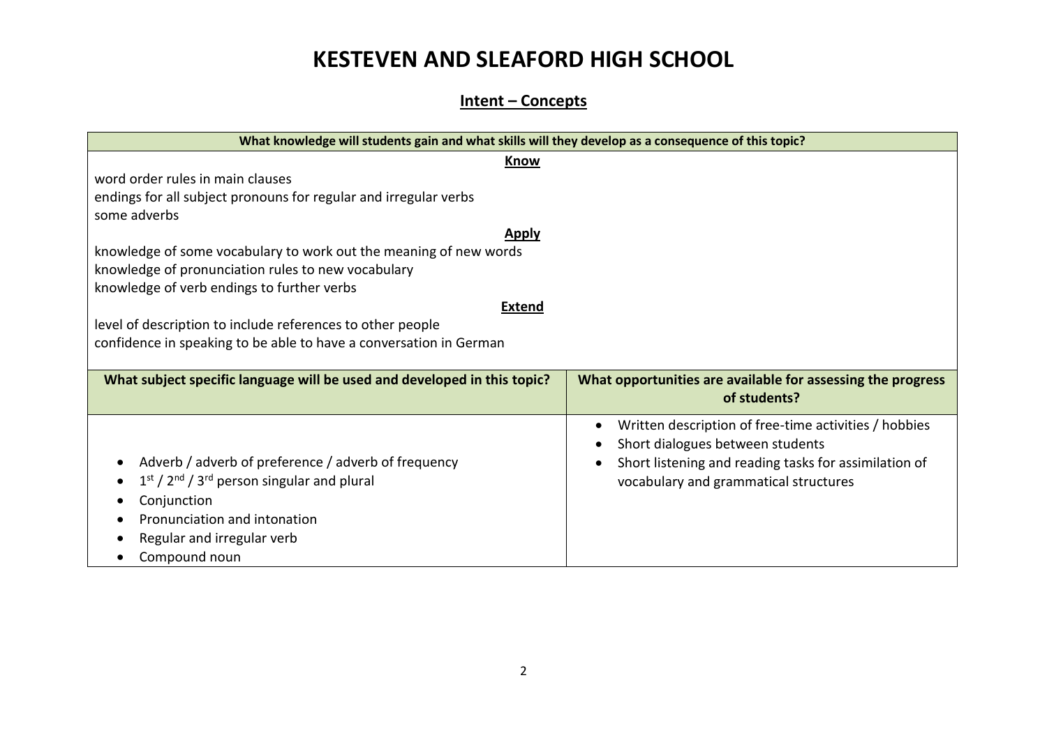# KESTEVEN AND SLEAFORD HIGH SCHOOL

## Intent – Concepts

| What knowledge will students gain and what skills will they develop as a consequence of this topic? | |
|---|---|
| **Know**<br>word order rules in main clauses<br>endings for all subject pronouns for regular and irregular verbs<br>some adverbs<br>**Apply**<br>knowledge of some vocabulary to work out the meaning of new words<br>knowledge of pronunciation rules to new vocabulary<br>knowledge of verb endings to further verbs<br>**Extend**<br>level of description to include references to other people<br>confidence in speaking to be able to have a conversation in German | |
| **What subject specific language will be used and developed in this topic?** | **What opportunities are available for assessing the progress of students?** |
| • Adverb / adverb of preference / adverb of frequency<br>• 1st / 2nd / 3rd person singular and plural<br>• Conjunction<br>• Pronunciation and intonation<br>• Regular and irregular verb<br>• Compound noun | • Written description of free-time activities / hobbies<br>• Short dialogues between students<br>• Short listening and reading tasks for assimilation of vocabulary and grammatical structures |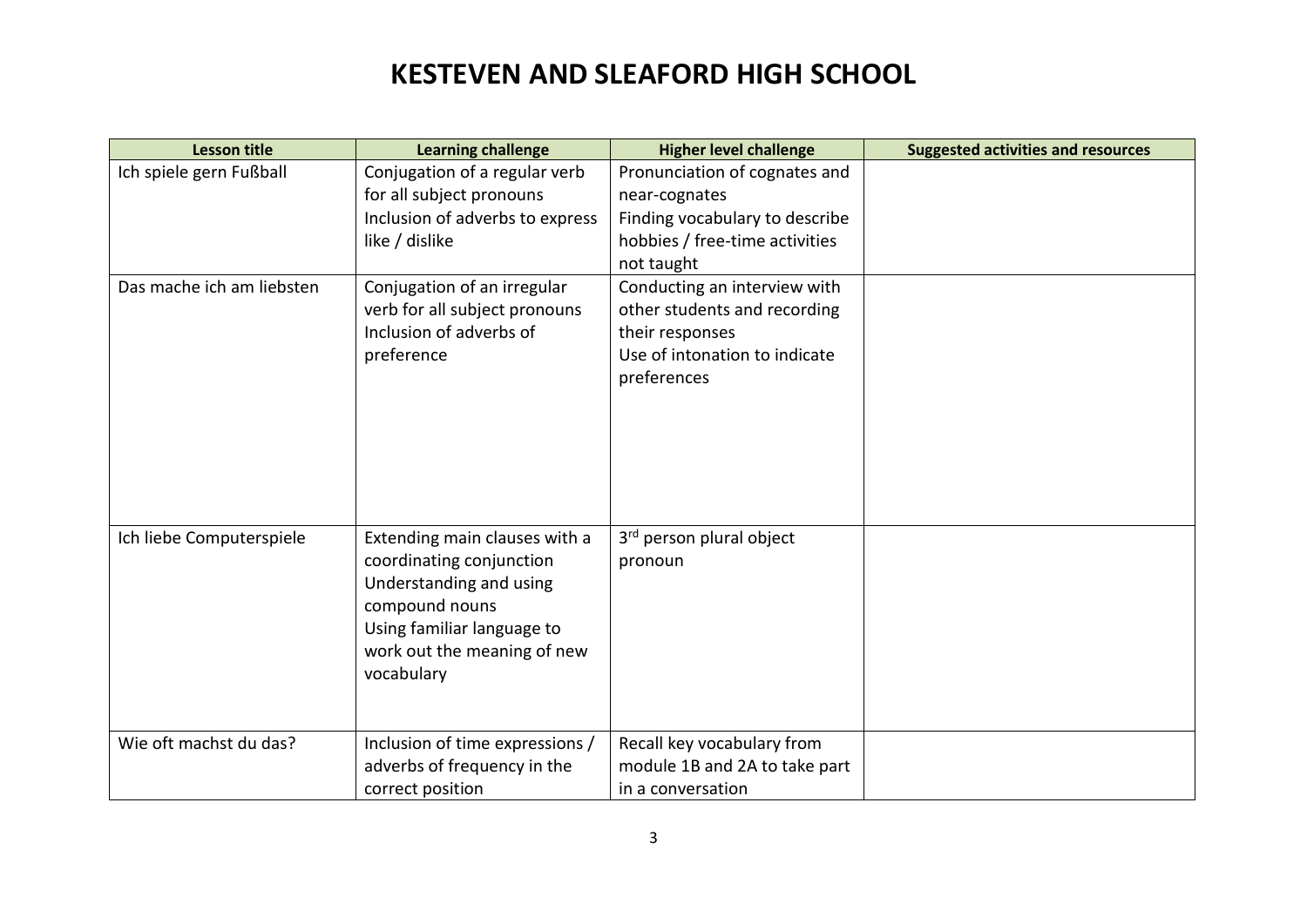# KESTEVEN AND SLEAFORD HIGH SCHOOL

| Lesson title | Learning challenge | Higher level challenge | Suggested activities and resources |
|---|---|---|---|
| Ich spiele gern Fußball | Conjugation of a regular verb for all subject pronouns<br>Inclusion of adverbs to express like / dislike | Pronunciation of cognates and near-cognates<br>Finding vocabulary to describe hobbies / free-time activities not taught | |
| Das mache ich am liebsten | Conjugation of an irregular verb for all subject pronouns<br>Inclusion of adverbs of preference | Conducting an interview with other students and recording their responses<br>Use of intonation to indicate preferences | |
| Ich liebe Computerspiele | Extending main clauses with a coordinating conjunction<br>Understanding and using compound nouns<br>Using familiar language to work out the meaning of new vocabulary | 3rd person plural object pronoun | |
| Wie oft machst du das? | Inclusion of time expressions / adverbs of frequency in the correct position | Recall key vocabulary from module 1B and 2A to take part in a conversation | |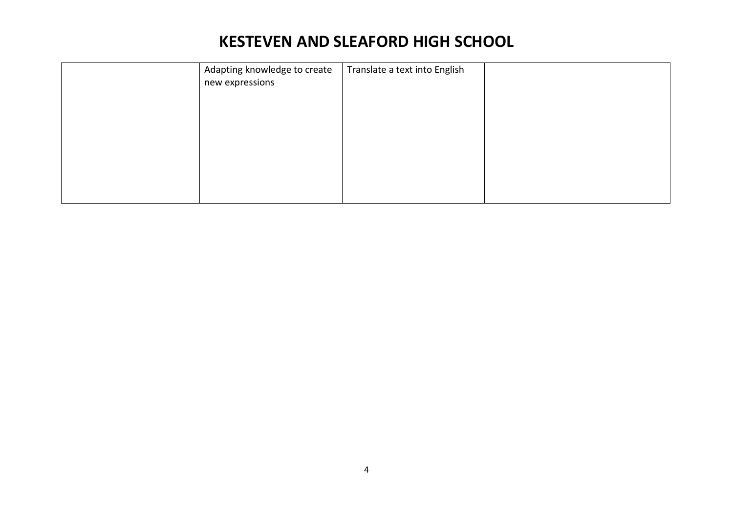| | | | |
|---|---|---|---|
| | Adapting knowledge to create new expressions | Translate a text into English | |